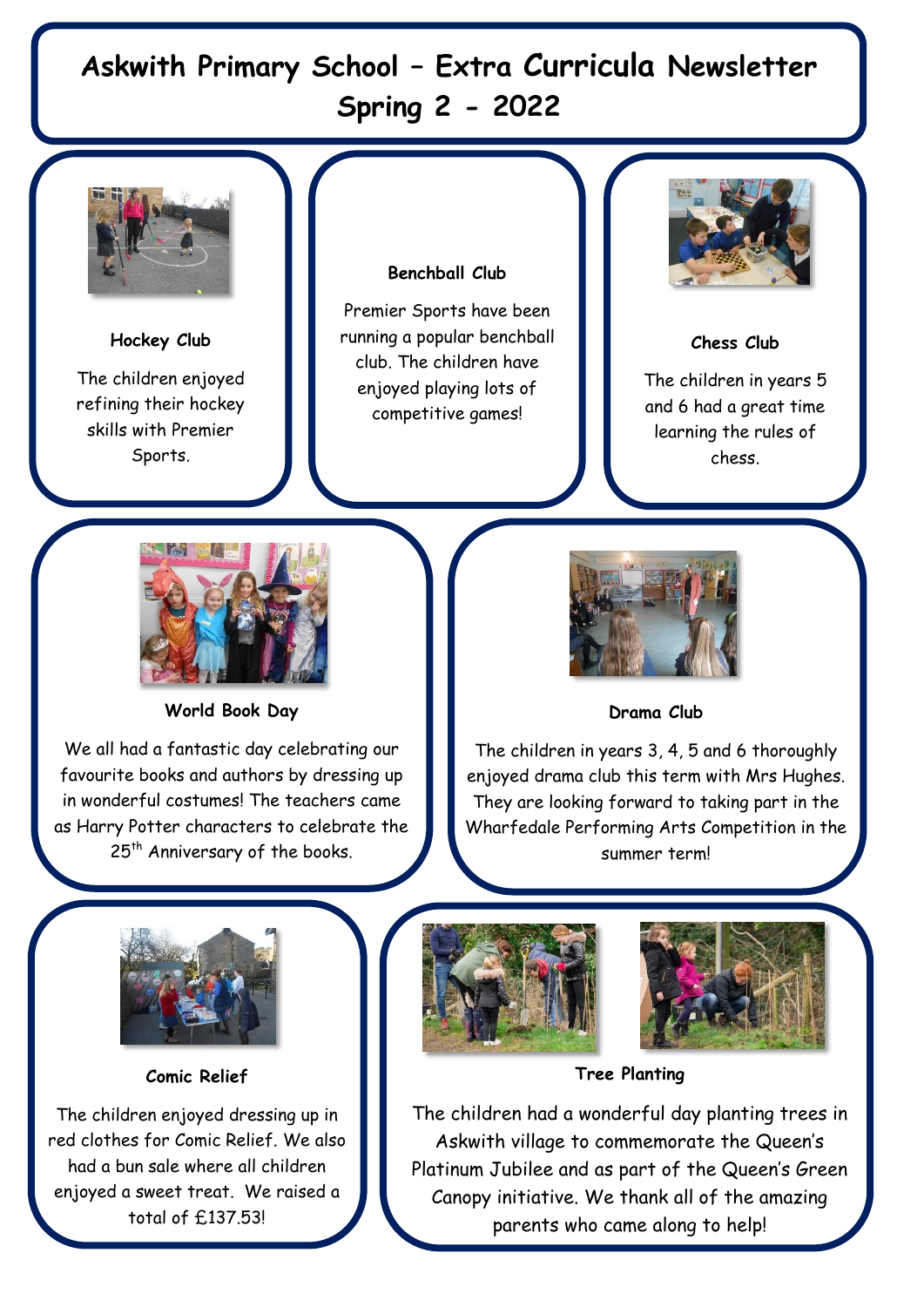# Askwith Primary School – Extra Curricula Newsletter Spring 2 - 2022

### Hockey Club

The children enjoyed refining their hockey skills with Premier Sports.

### Benchball Club

Premier Sports have been running a popular benchball club. The children have enjoyed playing lots of competitive games!

### Chess Club

The children in years 5 and 6 had a great time learning the rules of chess.

### World Book Day

We all had a fantastic day celebrating our favourite books and authors by dressing up in wonderful costumes! The teachers came as Harry Potter characters to celebrate the 25th Anniversary of the books.

### Drama Club

The children in years 3, 4, 5 and 6 thoroughly enjoyed drama club this term with Mrs Hughes. They are looking forward to taking part in the Wharfedale Performing Arts Competition in the summer term!

### Comic Relief

The children enjoyed dressing up in red clothes for Comic Relief. We also had a bun sale where all children enjoyed a sweet treat. We raised a total of £137.53!

### Tree Planting

The children had a wonderful day planting trees in Askwith village to commemorate the Queen's Platinum Jubilee and as part of the Queen's Green Canopy initiative. We thank all of the amazing parents who came along to help!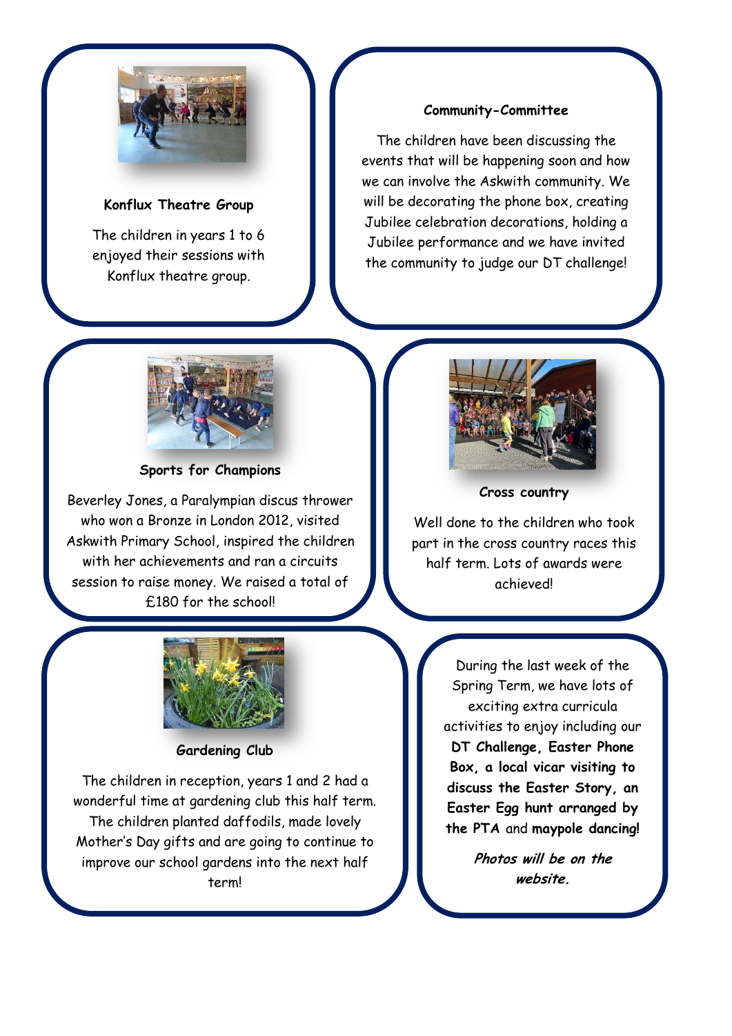### Konflux Theatre Group

The children in years 1 to 6 enjoyed their sessions with Konflux theatre group.

### Community-Committee

The children have been discussing the events that will be happening soon and how we can involve the Askwith community. We will be decorating the phone box, creating Jubilee celebration decorations, holding a Jubilee performance and we have invited the community to judge our DT challenge!

### Sports for Champions

Beverley Jones, a Paralympian discus thrower who won a Bronze in London 2012, visited Askwith Primary School, inspired the children with her achievements and ran a circuits session to raise money. We raised a total of £180 for the school!

### Cross country

Well done to the children who took part in the cross country races this half term. Lots of awards were achieved!

### Gardening Club

The children in reception, years 1 and 2 had a wonderful time at gardening club this half term. The children planted daffodils, made lovely Mother's Day gifts and are going to continue to improve our school gardens into the next half term!

During the last week of the Spring Term, we have lots of exciting extra curricula activities to enjoy including our **DT Challenge, Easter Phone Box, a local vicar visiting to discuss the Easter Story, an Easter Egg hunt arranged by the PTA** and **maypole dancing!**

***Photos will be on the website.***